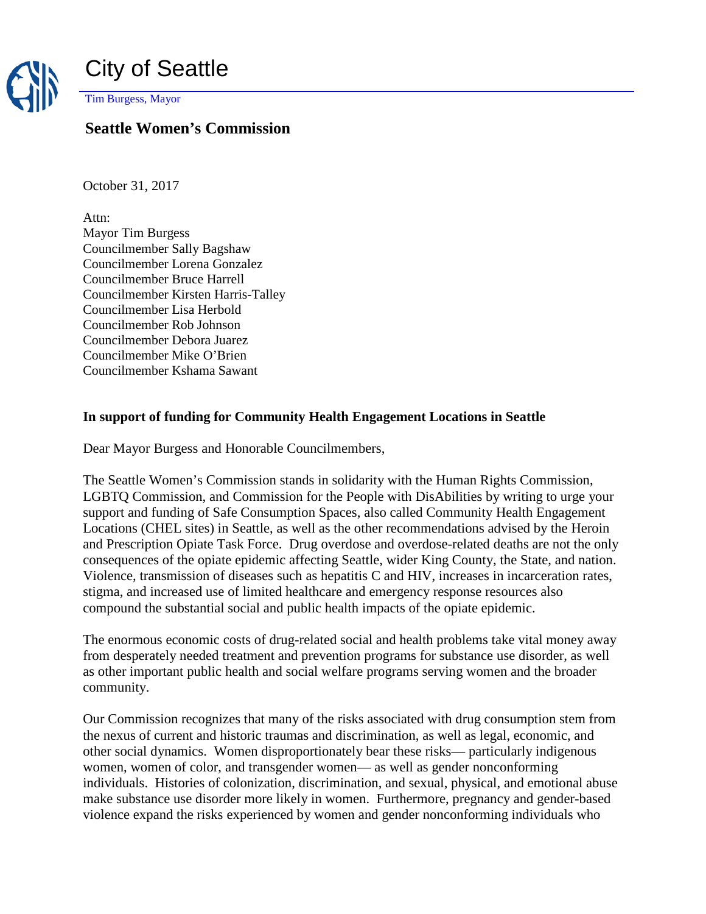# City of Seattle

Tim Burgess, Mayor

## Seattle Women's Commission

October 31, 2017

Attn:
Mayor Tim Burgess
Councilmember Sally Bagshaw
Councilmember Lorena Gonzalez
Councilmember Bruce Harrell
Councilmember Kirsten Harris-Talley
Councilmember Lisa Herbold
Councilmember Rob Johnson
Councilmember Debora Juarez
Councilmember Mike O'Brien
Councilmember Kshama Sawant

**In support of funding for Community Health Engagement Locations in Seattle**

Dear Mayor Burgess and Honorable Councilmembers,

The Seattle Women's Commission stands in solidarity with the Human Rights Commission, LGBTQ Commission, and Commission for the People with DisAbilities by writing to urge your support and funding of Safe Consumption Spaces, also called Community Health Engagement Locations (CHEL sites) in Seattle, as well as the other recommendations advised by the Heroin and Prescription Opiate Task Force. Drug overdose and overdose-related deaths are not the only consequences of the opiate epidemic affecting Seattle, wider King County, the State, and nation. Violence, transmission of diseases such as hepatitis C and HIV, increases in incarceration rates, stigma, and increased use of limited healthcare and emergency response resources also compound the substantial social and public health impacts of the opiate epidemic.

The enormous economic costs of drug-related social and health problems take vital money away from desperately needed treatment and prevention programs for substance use disorder, as well as other important public health and social welfare programs serving women and the broader community.

Our Commission recognizes that many of the risks associated with drug consumption stem from the nexus of current and historic traumas and discrimination, as well as legal, economic, and other social dynamics. Women disproportionately bear these risks— particularly indigenous women, women of color, and transgender women— as well as gender nonconforming individuals. Histories of colonization, discrimination, and sexual, physical, and emotional abuse make substance use disorder more likely in women. Furthermore, pregnancy and gender-based violence expand the risks experienced by women and gender nonconforming individuals who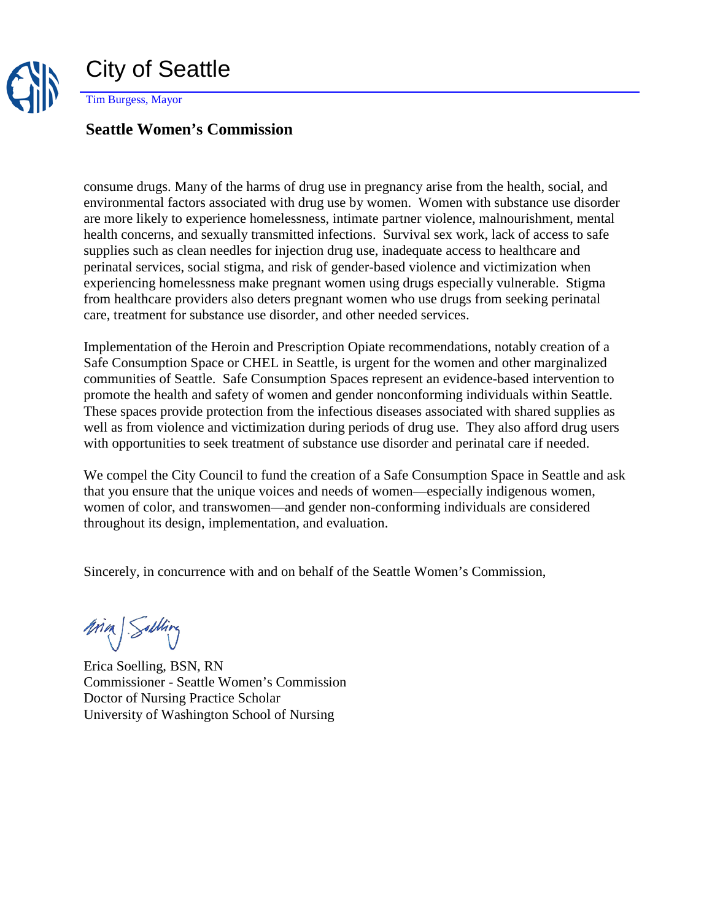# City of Seattle

Tim Burgess, Mayor

## Seattle Women's Commission

consume drugs. Many of the harms of drug use in pregnancy arise from the health, social, and environmental factors associated with drug use by women. Women with substance use disorder are more likely to experience homelessness, intimate partner violence, malnourishment, mental health concerns, and sexually transmitted infections. Survival sex work, lack of access to safe supplies such as clean needles for injection drug use, inadequate access to healthcare and perinatal services, social stigma, and risk of gender-based violence and victimization when experiencing homelessness make pregnant women using drugs especially vulnerable. Stigma from healthcare providers also deters pregnant women who use drugs from seeking perinatal care, treatment for substance use disorder, and other needed services.

Implementation of the Heroin and Prescription Opiate recommendations, notably creation of a Safe Consumption Space or CHEL in Seattle, is urgent for the women and other marginalized communities of Seattle. Safe Consumption Spaces represent an evidence-based intervention to promote the health and safety of women and gender nonconforming individuals within Seattle. These spaces provide protection from the infectious diseases associated with shared supplies as well as from violence and victimization during periods of drug use. They also afford drug users with opportunities to seek treatment of substance use disorder and perinatal care if needed.

We compel the City Council to fund the creation of a Safe Consumption Space in Seattle and ask that you ensure that the unique voices and needs of women—especially indigenous women, women of color, and transwomen—and gender non-conforming individuals are considered throughout its design, implementation, and evaluation.

Sincerely, in concurrence with and on behalf of the Seattle Women's Commission,

Erica Soelling, BSN, RN
Commissioner - Seattle Women's Commission
Doctor of Nursing Practice Scholar
University of Washington School of Nursing